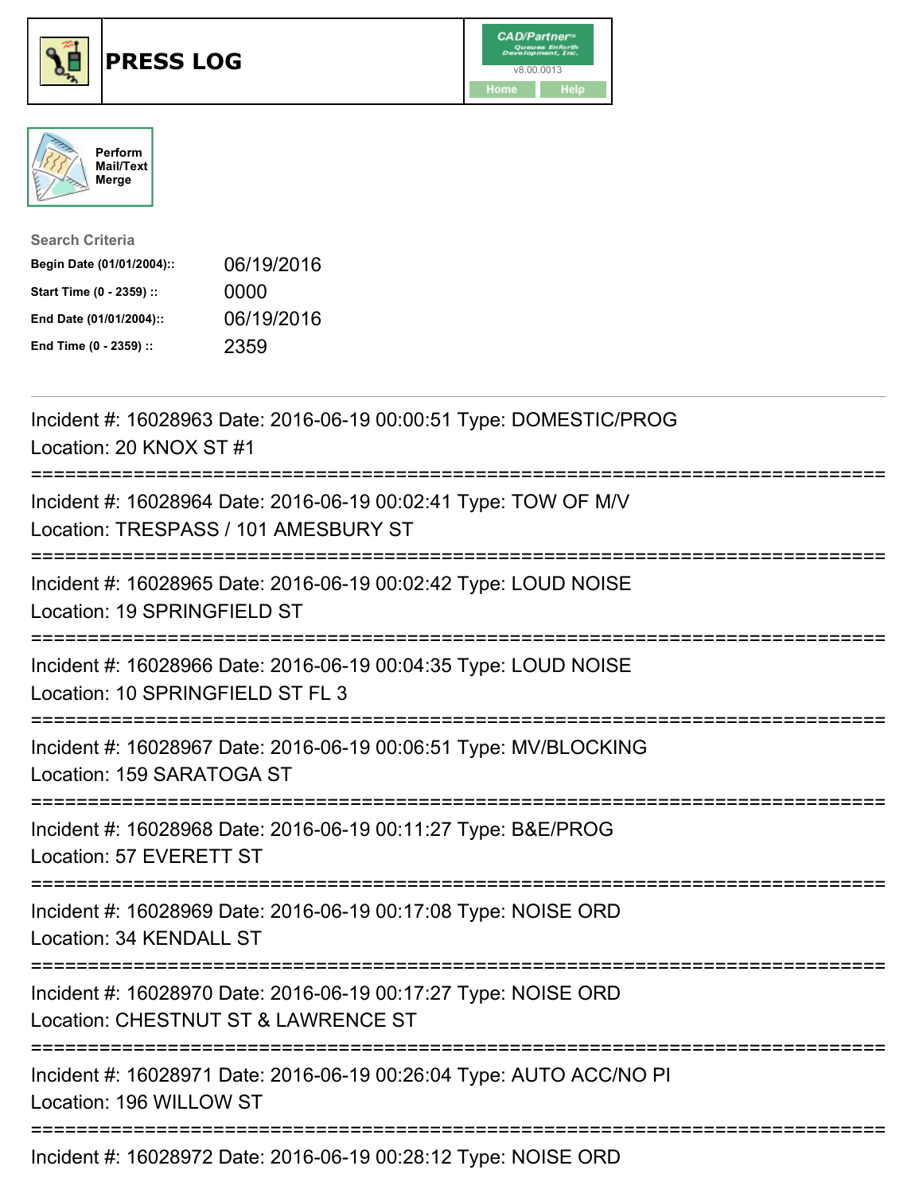# PRESS LOG

Perform Mail/Text Merge

**Search Criteria**

| | |
|---|---|
| **Begin Date (01/01/2004)::** | 06/19/2016 |
| **Start Time (0 - 2359) ::** | 0000 |
| **End Date (01/01/2004)::** | 06/19/2016 |
| **End Time (0 - 2359) ::** | 2359 |

Incident #: 16028963 Date: 2016-06-19 00:00:51 Type: DOMESTIC/PROG
Location: 20 KNOX ST #1

===========================================================================

Incident #: 16028964 Date: 2016-06-19 00:02:41 Type: TOW OF M/V
Location: TRESPASS / 101 AMESBURY ST

===========================================================================

Incident #: 16028965 Date: 2016-06-19 00:02:42 Type: LOUD NOISE
Location: 19 SPRINGFIELD ST

===========================================================================

Incident #: 16028966 Date: 2016-06-19 00:04:35 Type: LOUD NOISE
Location: 10 SPRINGFIELD ST FL 3

===========================================================================

Incident #: 16028967 Date: 2016-06-19 00:06:51 Type: MV/BLOCKING
Location: 159 SARATOGA ST

===========================================================================

Incident #: 16028968 Date: 2016-06-19 00:11:27 Type: B&E/PROG
Location: 57 EVERETT ST

===========================================================================

Incident #: 16028969 Date: 2016-06-19 00:17:08 Type: NOISE ORD
Location: 34 KENDALL ST

===========================================================================

Incident #: 16028970 Date: 2016-06-19 00:17:27 Type: NOISE ORD
Location: CHESTNUT ST & LAWRENCE ST

===========================================================================

Incident #: 16028971 Date: 2016-06-19 00:26:04 Type: AUTO ACC/NO PI
Location: 196 WILLOW ST

===========================================================================

Incident #: 16028972 Date: 2016-06-19 00:28:12 Type: NOISE ORD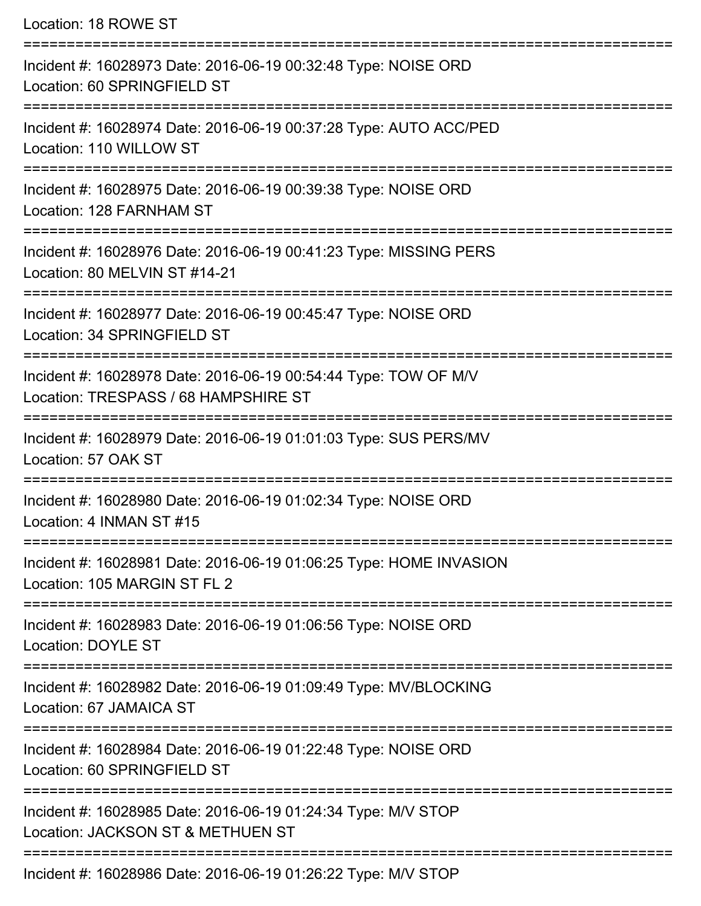Location: 18 ROWE ST

===========================================================================

Incident #: 16028973 Date: 2016-06-19 00:32:48 Type: NOISE ORD
Location: 60 SPRINGFIELD ST

===========================================================================

Incident #: 16028974 Date: 2016-06-19 00:37:28 Type: AUTO ACC/PED
Location: 110 WILLOW ST

===========================================================================

Incident #: 16028975 Date: 2016-06-19 00:39:38 Type: NOISE ORD
Location: 128 FARNHAM ST

===========================================================================

Incident #: 16028976 Date: 2016-06-19 00:41:23 Type: MISSING PERS
Location: 80 MELVIN ST #14-21

===========================================================================

Incident #: 16028977 Date: 2016-06-19 00:45:47 Type: NOISE ORD
Location: 34 SPRINGFIELD ST

===========================================================================

Incident #: 16028978 Date: 2016-06-19 00:54:44 Type: TOW OF M/V
Location: TRESPASS / 68 HAMPSHIRE ST

===========================================================================

Incident #: 16028979 Date: 2016-06-19 01:01:03 Type: SUS PERS/MV
Location: 57 OAK ST

===========================================================================

Incident #: 16028980 Date: 2016-06-19 01:02:34 Type: NOISE ORD
Location: 4 INMAN ST #15

===========================================================================

Incident #: 16028981 Date: 2016-06-19 01:06:25 Type: HOME INVASION
Location: 105 MARGIN ST FL 2

===========================================================================

Incident #: 16028983 Date: 2016-06-19 01:06:56 Type: NOISE ORD
Location: DOYLE ST

===========================================================================

Incident #: 16028982 Date: 2016-06-19 01:09:49 Type: MV/BLOCKING
Location: 67 JAMAICA ST

===========================================================================

Incident #: 16028984 Date: 2016-06-19 01:22:48 Type: NOISE ORD
Location: 60 SPRINGFIELD ST

===========================================================================

Incident #: 16028985 Date: 2016-06-19 01:24:34 Type: M/V STOP
Location: JACKSON ST & METHUEN ST

===========================================================================

Incident #: 16028986 Date: 2016-06-19 01:26:22 Type: M/V STOP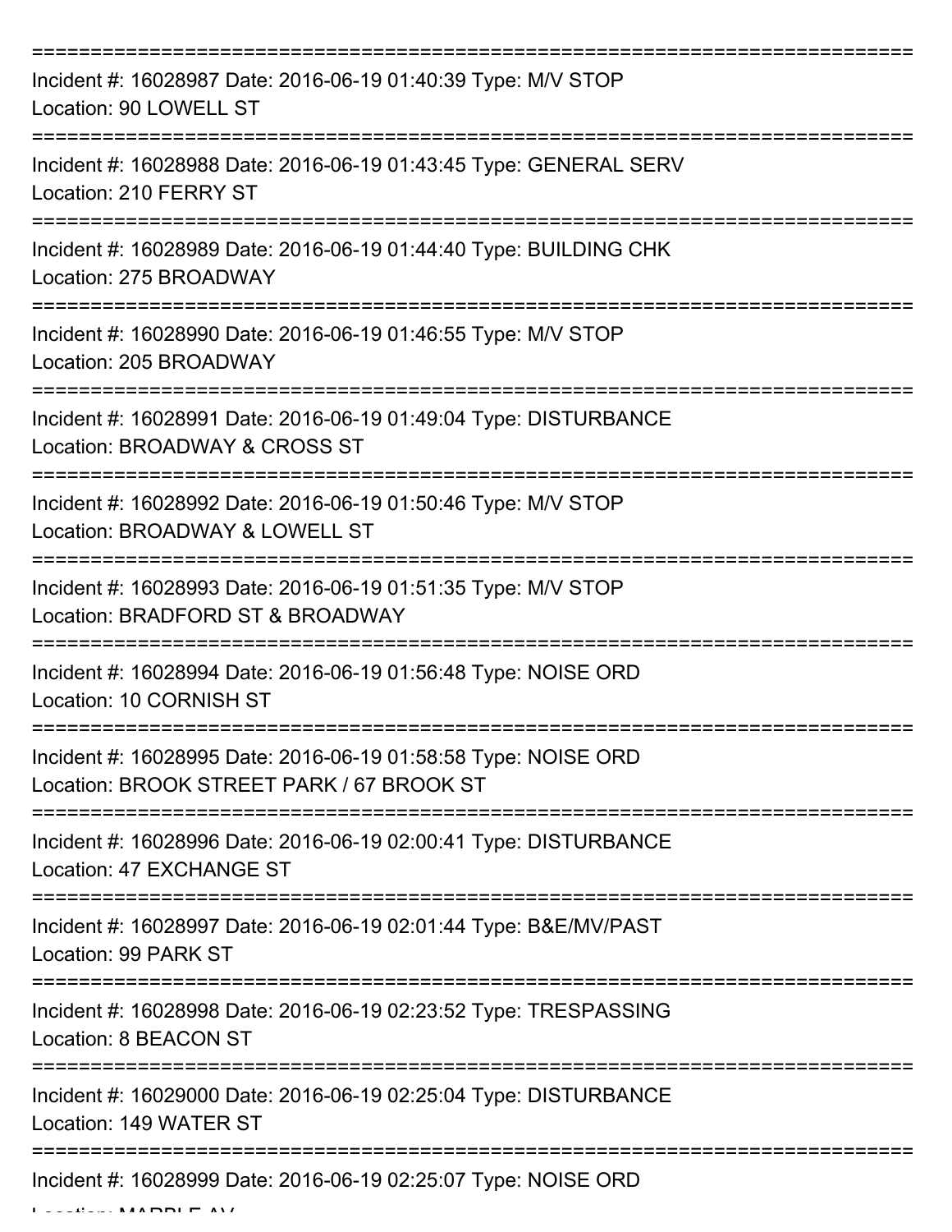===========================================================================
Incident #: 16028987 Date: 2016-06-19 01:40:39 Type: M/V STOP
Location: 90 LOWELL ST
===========================================================================
Incident #: 16028988 Date: 2016-06-19 01:43:45 Type: GENERAL SERV
Location: 210 FERRY ST
===========================================================================
Incident #: 16028989 Date: 2016-06-19 01:44:40 Type: BUILDING CHK
Location: 275 BROADWAY
===========================================================================
Incident #: 16028990 Date: 2016-06-19 01:46:55 Type: M/V STOP
Location: 205 BROADWAY
===========================================================================
Incident #: 16028991 Date: 2016-06-19 01:49:04 Type: DISTURBANCE
Location: BROADWAY & CROSS ST
===========================================================================
Incident #: 16028992 Date: 2016-06-19 01:50:46 Type: M/V STOP
Location: BROADWAY & LOWELL ST
===========================================================================
Incident #: 16028993 Date: 2016-06-19 01:51:35 Type: M/V STOP
Location: BRADFORD ST & BROADWAY
===========================================================================
Incident #: 16028994 Date: 2016-06-19 01:56:48 Type: NOISE ORD
Location: 10 CORNISH ST
===========================================================================
Incident #: 16028995 Date: 2016-06-19 01:58:58 Type: NOISE ORD
Location: BROOK STREET PARK / 67 BROOK ST
===========================================================================
Incident #: 16028996 Date: 2016-06-19 02:00:41 Type: DISTURBANCE
Location: 47 EXCHANGE ST
===========================================================================
Incident #: 16028997 Date: 2016-06-19 02:01:44 Type: B&E/MV/PAST
Location: 99 PARK ST
===========================================================================
Incident #: 16028998 Date: 2016-06-19 02:23:52 Type: TRESPASSING
Location: 8 BEACON ST
===========================================================================
Incident #: 16029000 Date: 2016-06-19 02:25:04 Type: DISTURBANCE
Location: 149 WATER ST
===========================================================================
Incident #: 16028999 Date: 2016-06-19 02:25:07 Type: NOISE ORD
Location: MARBLE AV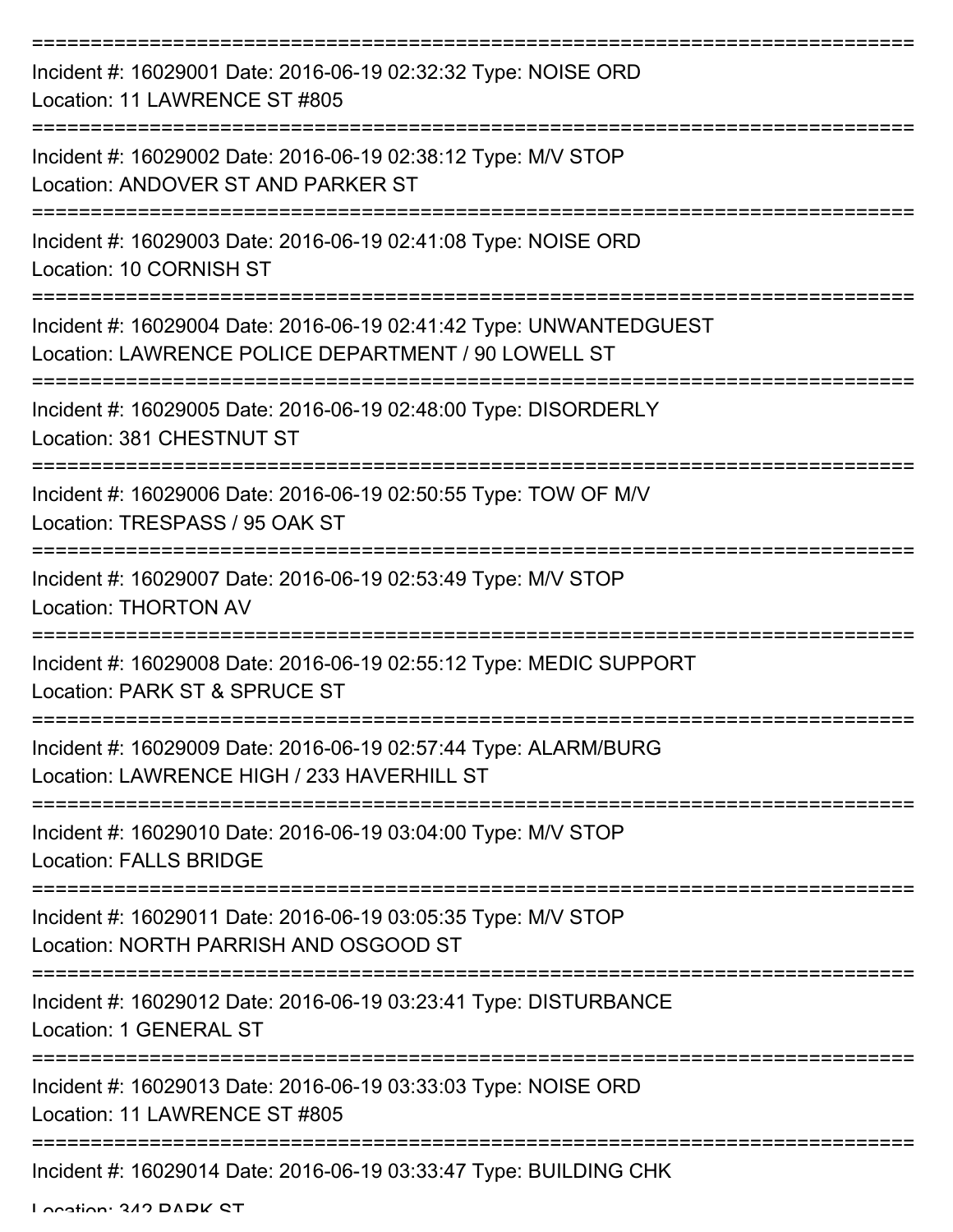===========================================================================

Incident #: 16029001 Date: 2016-06-19 02:32:32 Type: NOISE ORD
Location: 11 LAWRENCE ST #805

===========================================================================

Incident #: 16029002 Date: 2016-06-19 02:38:12 Type: M/V STOP
Location: ANDOVER ST AND PARKER ST

===========================================================================

Incident #: 16029003 Date: 2016-06-19 02:41:08 Type: NOISE ORD
Location: 10 CORNISH ST

===========================================================================

Incident #: 16029004 Date: 2016-06-19 02:41:42 Type: UNWANTEDGUEST
Location: LAWRENCE POLICE DEPARTMENT / 90 LOWELL ST

===========================================================================

Incident #: 16029005 Date: 2016-06-19 02:48:00 Type: DISORDERLY
Location: 381 CHESTNUT ST

===========================================================================

Incident #: 16029006 Date: 2016-06-19 02:50:55 Type: TOW OF M/V
Location: TRESPASS / 95 OAK ST

===========================================================================

Incident #: 16029007 Date: 2016-06-19 02:53:49 Type: M/V STOP
Location: THORTON AV

===========================================================================

Incident #: 16029008 Date: 2016-06-19 02:55:12 Type: MEDIC SUPPORT
Location: PARK ST & SPRUCE ST

===========================================================================

Incident #: 16029009 Date: 2016-06-19 02:57:44 Type: ALARM/BURG
Location: LAWRENCE HIGH / 233 HAVERHILL ST

===========================================================================

Incident #: 16029010 Date: 2016-06-19 03:04:00 Type: M/V STOP
Location: FALLS BRIDGE

===========================================================================

Incident #: 16029011 Date: 2016-06-19 03:05:35 Type: M/V STOP
Location: NORTH PARRISH AND OSGOOD ST

===========================================================================

Incident #: 16029012 Date: 2016-06-19 03:23:41 Type: DISTURBANCE
Location: 1 GENERAL ST

===========================================================================

Incident #: 16029013 Date: 2016-06-19 03:33:03 Type: NOISE ORD
Location: 11 LAWRENCE ST #805

===========================================================================

Incident #: 16029014 Date: 2016-06-19 03:33:47 Type: BUILDING CHK
Location: 342 PARK ST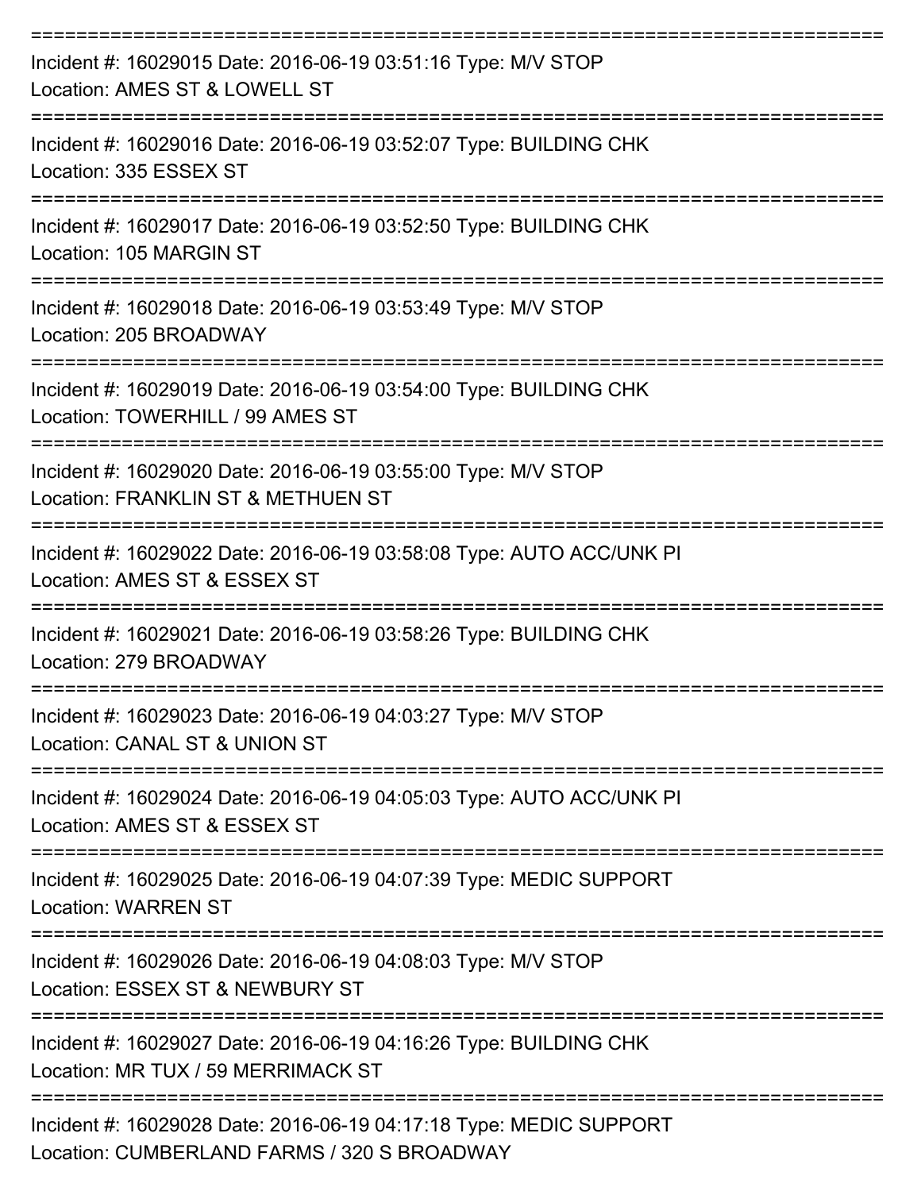===========================================================================

Incident #: 16029015 Date: 2016-06-19 03:51:16 Type: M/V STOP
Location: AMES ST & LOWELL ST

===========================================================================

Incident #: 16029016 Date: 2016-06-19 03:52:07 Type: BUILDING CHK
Location: 335 ESSEX ST

===========================================================================

Incident #: 16029017 Date: 2016-06-19 03:52:50 Type: BUILDING CHK
Location: 105 MARGIN ST

===========================================================================

Incident #: 16029018 Date: 2016-06-19 03:53:49 Type: M/V STOP
Location: 205 BROADWAY

===========================================================================

Incident #: 16029019 Date: 2016-06-19 03:54:00 Type: BUILDING CHK
Location: TOWERHILL / 99 AMES ST

===========================================================================

Incident #: 16029020 Date: 2016-06-19 03:55:00 Type: M/V STOP
Location: FRANKLIN ST & METHUEN ST

===========================================================================

Incident #: 16029022 Date: 2016-06-19 03:58:08 Type: AUTO ACC/UNK PI
Location: AMES ST & ESSEX ST

===========================================================================

Incident #: 16029021 Date: 2016-06-19 03:58:26 Type: BUILDING CHK
Location: 279 BROADWAY

===========================================================================

Incident #: 16029023 Date: 2016-06-19 04:03:27 Type: M/V STOP
Location: CANAL ST & UNION ST

===========================================================================

Incident #: 16029024 Date: 2016-06-19 04:05:03 Type: AUTO ACC/UNK PI
Location: AMES ST & ESSEX ST

===========================================================================

Incident #: 16029025 Date: 2016-06-19 04:07:39 Type: MEDIC SUPPORT
Location: WARREN ST

===========================================================================

Incident #: 16029026 Date: 2016-06-19 04:08:03 Type: M/V STOP
Location: ESSEX ST & NEWBURY ST

===========================================================================

Incident #: 16029027 Date: 2016-06-19 04:16:26 Type: BUILDING CHK
Location: MR TUX / 59 MERRIMACK ST

===========================================================================

Incident #: 16029028 Date: 2016-06-19 04:17:18 Type: MEDIC SUPPORT
Location: CUMBERLAND FARMS / 320 S BROADWAY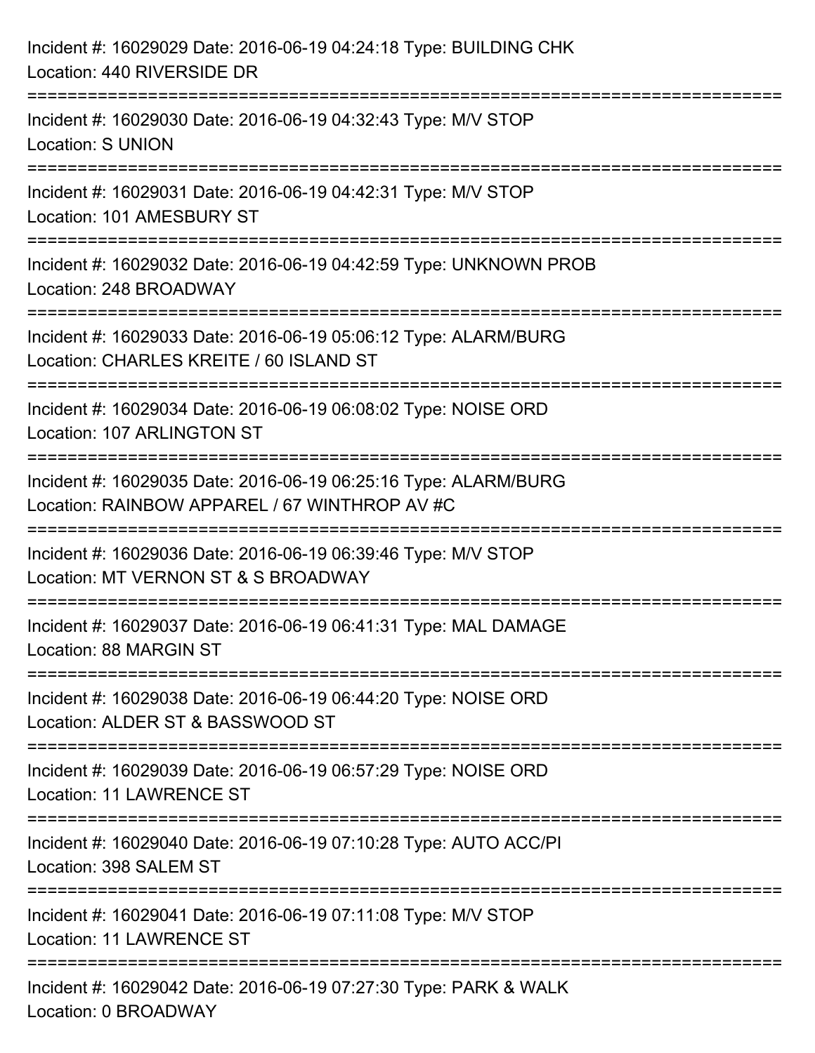Incident #: 16029029 Date: 2016-06-19 04:24:18 Type: BUILDING CHK
Location: 440 RIVERSIDE DR

===========================================================================

Incident #: 16029030 Date: 2016-06-19 04:32:43 Type: M/V STOP
Location: S UNION

===========================================================================

Incident #: 16029031 Date: 2016-06-19 04:42:31 Type: M/V STOP
Location: 101 AMESBURY ST

===========================================================================

Incident #: 16029032 Date: 2016-06-19 04:42:59 Type: UNKNOWN PROB
Location: 248 BROADWAY

===========================================================================

Incident #: 16029033 Date: 2016-06-19 05:06:12 Type: ALARM/BURG
Location: CHARLES KREITE / 60 ISLAND ST

===========================================================================

Incident #: 16029034 Date: 2016-06-19 06:08:02 Type: NOISE ORD
Location: 107 ARLINGTON ST

===========================================================================

Incident #: 16029035 Date: 2016-06-19 06:25:16 Type: ALARM/BURG
Location: RAINBOW APPAREL / 67 WINTHROP AV #C

===========================================================================

Incident #: 16029036 Date: 2016-06-19 06:39:46 Type: M/V STOP
Location: MT VERNON ST & S BROADWAY

===========================================================================

Incident #: 16029037 Date: 2016-06-19 06:41:31 Type: MAL DAMAGE
Location: 88 MARGIN ST

===========================================================================

Incident #: 16029038 Date: 2016-06-19 06:44:20 Type: NOISE ORD
Location: ALDER ST & BASSWOOD ST

===========================================================================

Incident #: 16029039 Date: 2016-06-19 06:57:29 Type: NOISE ORD
Location: 11 LAWRENCE ST

===========================================================================

Incident #: 16029040 Date: 2016-06-19 07:10:28 Type: AUTO ACC/PI
Location: 398 SALEM ST

===========================================================================

Incident #: 16029041 Date: 2016-06-19 07:11:08 Type: M/V STOP
Location: 11 LAWRENCE ST

===========================================================================

Incident #: 16029042 Date: 2016-06-19 07:27:30 Type: PARK & WALK
Location: 0 BROADWAY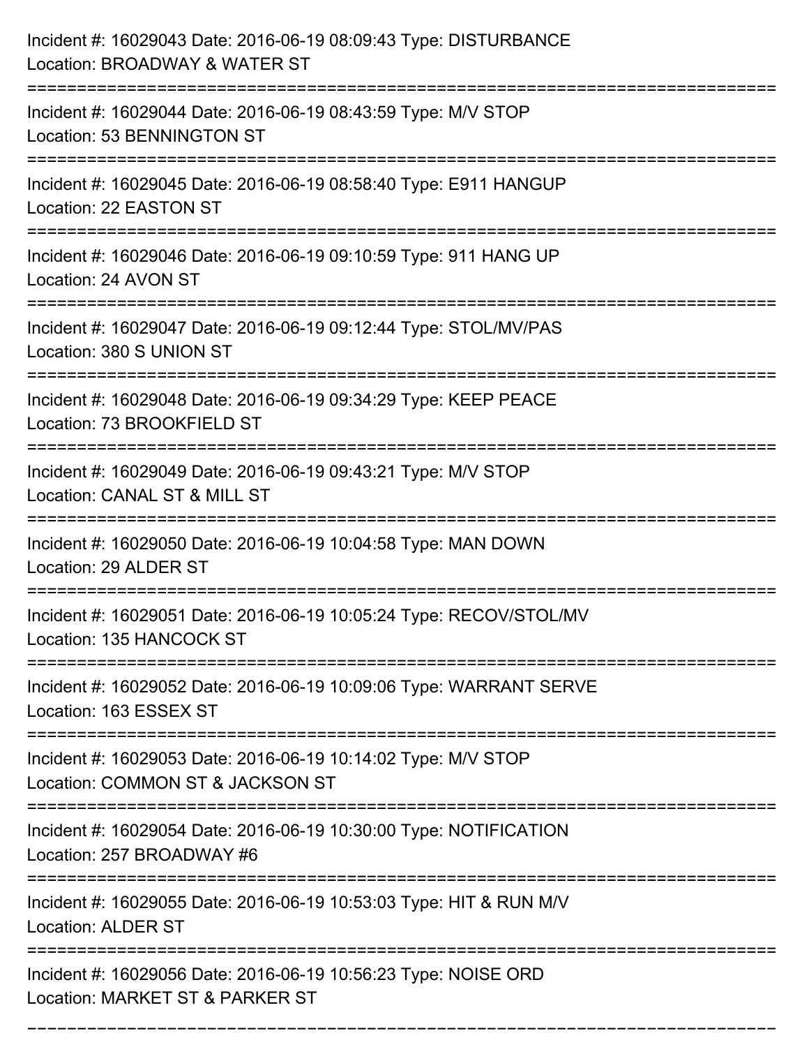Incident #: 16029043 Date: 2016-06-19 08:09:43 Type: DISTURBANCE
Location: BROADWAY & WATER ST

===========================================================================

Incident #: 16029044 Date: 2016-06-19 08:43:59 Type: M/V STOP
Location: 53 BENNINGTON ST

===========================================================================

Incident #: 16029045 Date: 2016-06-19 08:58:40 Type: E911 HANGUP
Location: 22 EASTON ST

===========================================================================

Incident #: 16029046 Date: 2016-06-19 09:10:59 Type: 911 HANG UP
Location: 24 AVON ST

===========================================================================

Incident #: 16029047 Date: 2016-06-19 09:12:44 Type: STOL/MV/PAS
Location: 380 S UNION ST

===========================================================================

Incident #: 16029048 Date: 2016-06-19 09:34:29 Type: KEEP PEACE
Location: 73 BROOKFIELD ST

===========================================================================

Incident #: 16029049 Date: 2016-06-19 09:43:21 Type: M/V STOP
Location: CANAL ST & MILL ST

===========================================================================

Incident #: 16029050 Date: 2016-06-19 10:04:58 Type: MAN DOWN
Location: 29 ALDER ST

===========================================================================

Incident #: 16029051 Date: 2016-06-19 10:05:24 Type: RECOV/STOL/MV
Location: 135 HANCOCK ST

===========================================================================

Incident #: 16029052 Date: 2016-06-19 10:09:06 Type: WARRANT SERVE
Location: 163 ESSEX ST

===========================================================================

Incident #: 16029053 Date: 2016-06-19 10:14:02 Type: M/V STOP
Location: COMMON ST & JACKSON ST

===========================================================================

Incident #: 16029054 Date: 2016-06-19 10:30:00 Type: NOTIFICATION
Location: 257 BROADWAY #6

===========================================================================

Incident #: 16029055 Date: 2016-06-19 10:53:03 Type: HIT & RUN M/V
Location: ALDER ST

===========================================================================

Incident #: 16029056 Date: 2016-06-19 10:56:23 Type: NOISE ORD
Location: MARKET ST & PARKER ST

===========================================================================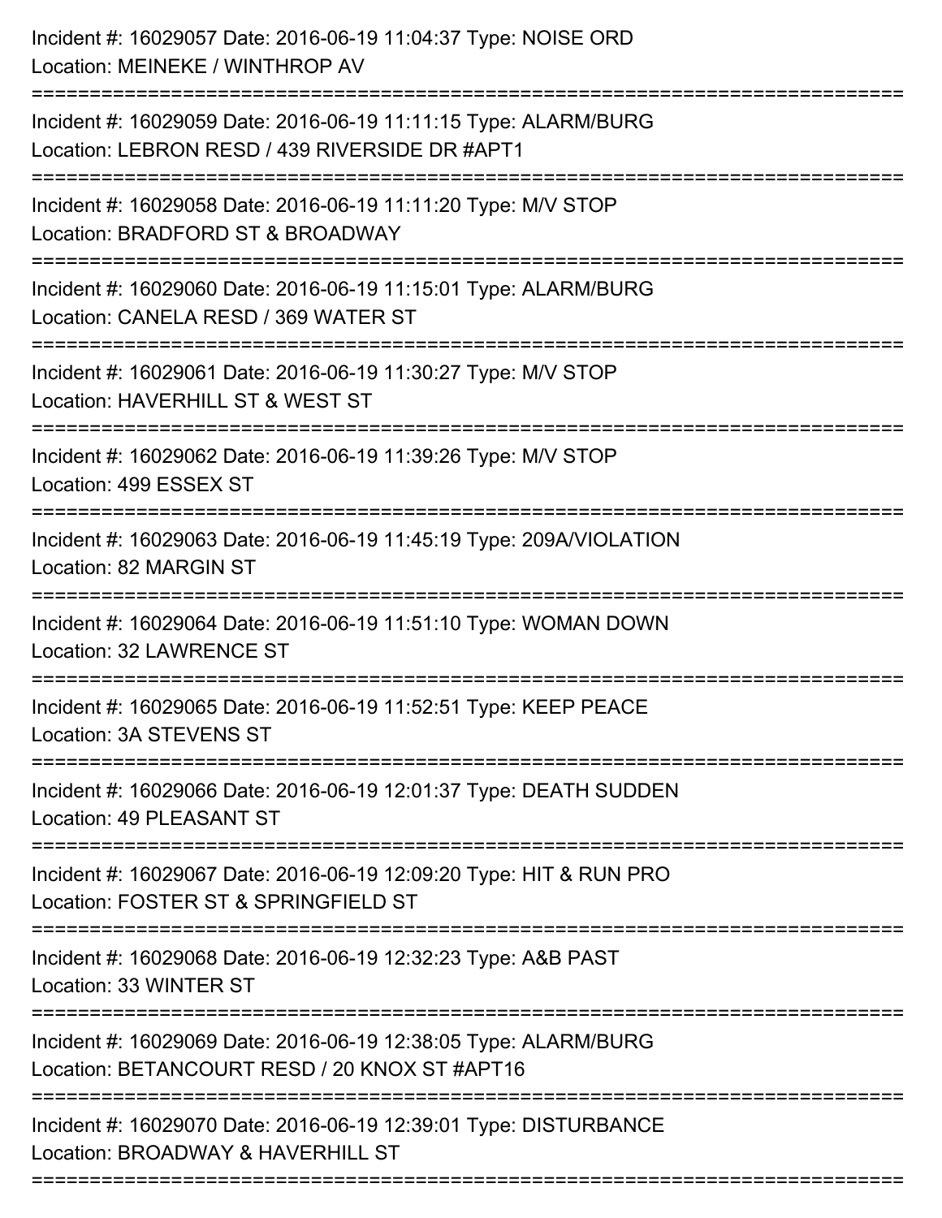Incident #: 16029057 Date: 2016-06-19 11:04:37 Type: NOISE ORD
Location: MEINEKE / WINTHROP AV

===========================================================================

Incident #: 16029059 Date: 2016-06-19 11:11:15 Type: ALARM/BURG
Location: LEBRON RESD / 439 RIVERSIDE DR #APT1

===========================================================================

Incident #: 16029058 Date: 2016-06-19 11:11:20 Type: M/V STOP
Location: BRADFORD ST & BROADWAY

===========================================================================

Incident #: 16029060 Date: 2016-06-19 11:15:01 Type: ALARM/BURG
Location: CANELA RESD / 369 WATER ST

===========================================================================

Incident #: 16029061 Date: 2016-06-19 11:30:27 Type: M/V STOP
Location: HAVERHILL ST & WEST ST

===========================================================================

Incident #: 16029062 Date: 2016-06-19 11:39:26 Type: M/V STOP
Location: 499 ESSEX ST

===========================================================================

Incident #: 16029063 Date: 2016-06-19 11:45:19 Type: 209A/VIOLATION
Location: 82 MARGIN ST

===========================================================================

Incident #: 16029064 Date: 2016-06-19 11:51:10 Type: WOMAN DOWN
Location: 32 LAWRENCE ST

===========================================================================

Incident #: 16029065 Date: 2016-06-19 11:52:51 Type: KEEP PEACE
Location: 3A STEVENS ST

===========================================================================

Incident #: 16029066 Date: 2016-06-19 12:01:37 Type: DEATH SUDDEN
Location: 49 PLEASANT ST

===========================================================================

Incident #: 16029067 Date: 2016-06-19 12:09:20 Type: HIT & RUN PRO
Location: FOSTER ST & SPRINGFIELD ST

===========================================================================

Incident #: 16029068 Date: 2016-06-19 12:32:23 Type: A&B PAST
Location: 33 WINTER ST

===========================================================================

Incident #: 16029069 Date: 2016-06-19 12:38:05 Type: ALARM/BURG
Location: BETANCOURT RESD / 20 KNOX ST #APT16

===========================================================================

Incident #: 16029070 Date: 2016-06-19 12:39:01 Type: DISTURBANCE
Location: BROADWAY & HAVERHILL ST

===========================================================================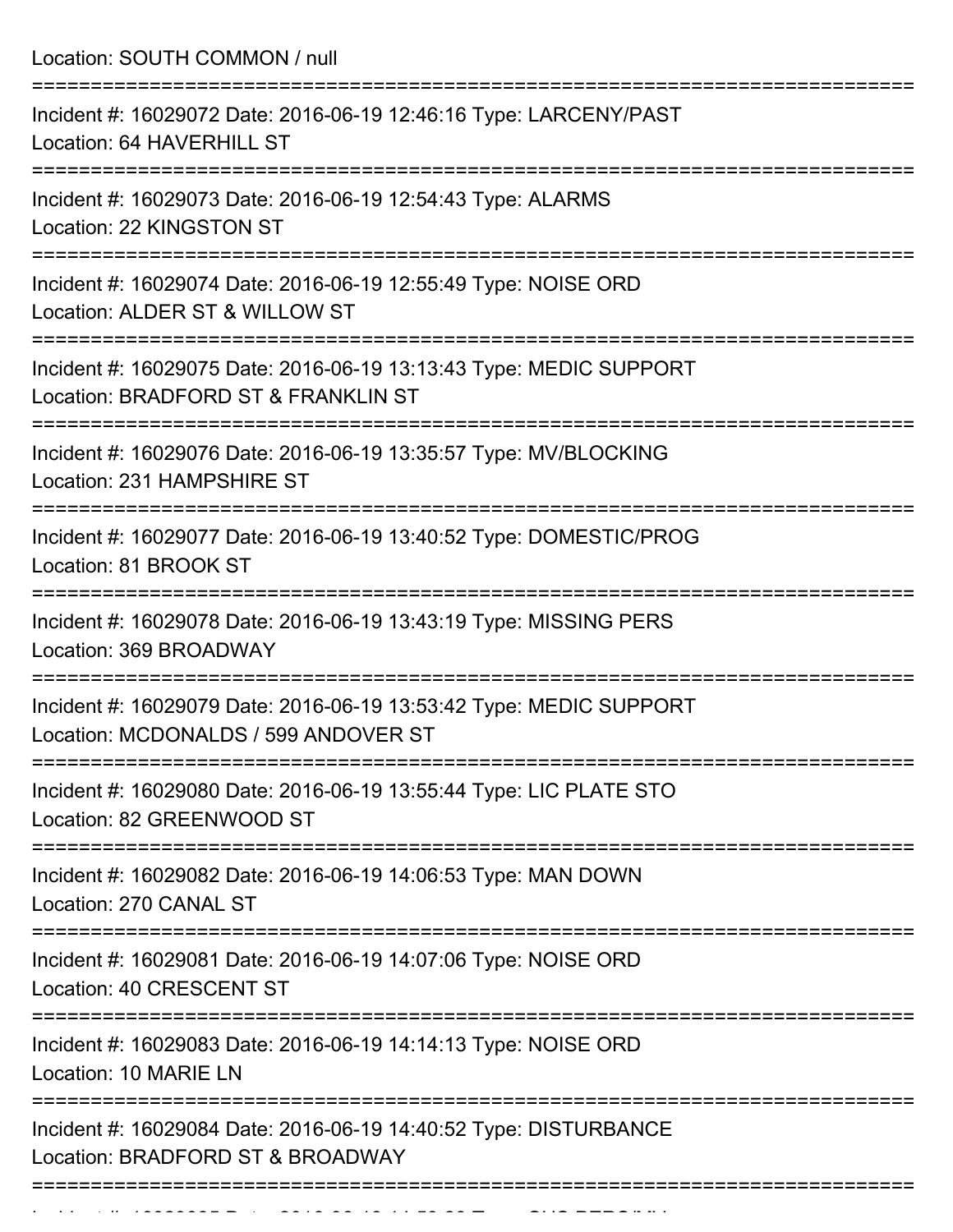Location: SOUTH COMMON / null

===========================================================================

Incident #: 16029072 Date: 2016-06-19 12:46:16 Type: LARCENY/PAST
Location: 64 HAVERHILL ST

===========================================================================

Incident #: 16029073 Date: 2016-06-19 12:54:43 Type: ALARMS
Location: 22 KINGSTON ST

===========================================================================

Incident #: 16029074 Date: 2016-06-19 12:55:49 Type: NOISE ORD
Location: ALDER ST & WILLOW ST

===========================================================================

Incident #: 16029075 Date: 2016-06-19 13:13:43 Type: MEDIC SUPPORT
Location: BRADFORD ST & FRANKLIN ST

===========================================================================

Incident #: 16029076 Date: 2016-06-19 13:35:57 Type: MV/BLOCKING
Location: 231 HAMPSHIRE ST

===========================================================================

Incident #: 16029077 Date: 2016-06-19 13:40:52 Type: DOMESTIC/PROG
Location: 81 BROOK ST

===========================================================================

Incident #: 16029078 Date: 2016-06-19 13:43:19 Type: MISSING PERS
Location: 369 BROADWAY

===========================================================================

Incident #: 16029079 Date: 2016-06-19 13:53:42 Type: MEDIC SUPPORT
Location: MCDONALDS / 599 ANDOVER ST

===========================================================================

Incident #: 16029080 Date: 2016-06-19 13:55:44 Type: LIC PLATE STO
Location: 82 GREENWOOD ST

===========================================================================

Incident #: 16029082 Date: 2016-06-19 14:06:53 Type: MAN DOWN
Location: 270 CANAL ST

===========================================================================

Incident #: 16029081 Date: 2016-06-19 14:07:06 Type: NOISE ORD
Location: 40 CRESCENT ST

===========================================================================

Incident #: 16029083 Date: 2016-06-19 14:14:13 Type: NOISE ORD
Location: 10 MARIE LN

===========================================================================

Incident #: 16029084 Date: 2016-06-19 14:40:52 Type: DISTURBANCE
Location: BRADFORD ST & BROADWAY

===========================================================================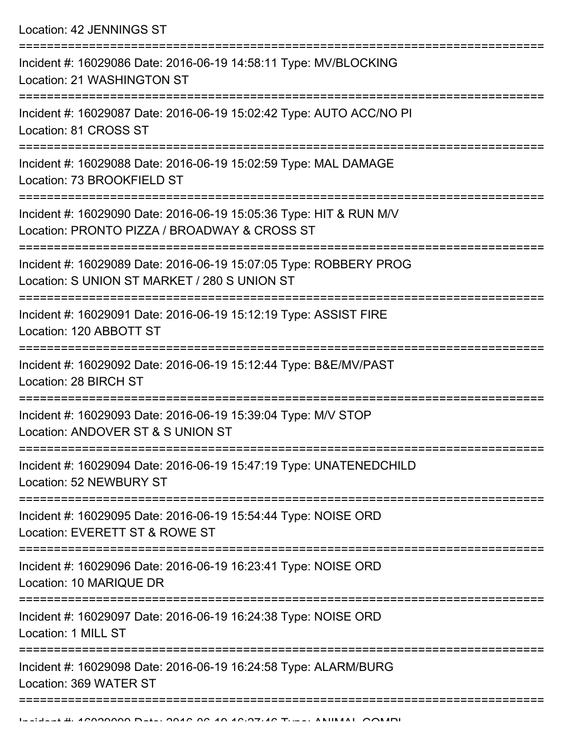Location: 42 JENNINGS ST

===========================================================================

Incident #: 16029086 Date: 2016-06-19 14:58:11 Type: MV/BLOCKING
Location: 21 WASHINGTON ST

===========================================================================

Incident #: 16029087 Date: 2016-06-19 15:02:42 Type: AUTO ACC/NO PI
Location: 81 CROSS ST

===========================================================================

Incident #: 16029088 Date: 2016-06-19 15:02:59 Type: MAL DAMAGE
Location: 73 BROOKFIELD ST

===========================================================================

Incident #: 16029090 Date: 2016-06-19 15:05:36 Type: HIT & RUN M/V
Location: PRONTO PIZZA / BROADWAY & CROSS ST

===========================================================================

Incident #: 16029089 Date: 2016-06-19 15:07:05 Type: ROBBERY PROG
Location: S UNION ST MARKET / 280 S UNION ST

===========================================================================

Incident #: 16029091 Date: 2016-06-19 15:12:19 Type: ASSIST FIRE
Location: 120 ABBOTT ST

===========================================================================

Incident #: 16029092 Date: 2016-06-19 15:12:44 Type: B&E/MV/PAST
Location: 28 BIRCH ST

===========================================================================

Incident #: 16029093 Date: 2016-06-19 15:39:04 Type: M/V STOP
Location: ANDOVER ST & S UNION ST

===========================================================================

Incident #: 16029094 Date: 2016-06-19 15:47:19 Type: UNATENEDCHILD
Location: 52 NEWBURY ST

===========================================================================

Incident #: 16029095 Date: 2016-06-19 15:54:44 Type: NOISE ORD
Location: EVERETT ST & ROWE ST

===========================================================================

Incident #: 16029096 Date: 2016-06-19 16:23:41 Type: NOISE ORD
Location: 10 MARIQUE DR

===========================================================================

Incident #: 16029097 Date: 2016-06-19 16:24:38 Type: NOISE ORD
Location: 1 MILL ST

===========================================================================

Incident #: 16029098 Date: 2016-06-19 16:24:58 Type: ALARM/BURG
Location: 369 WATER ST

===========================================================================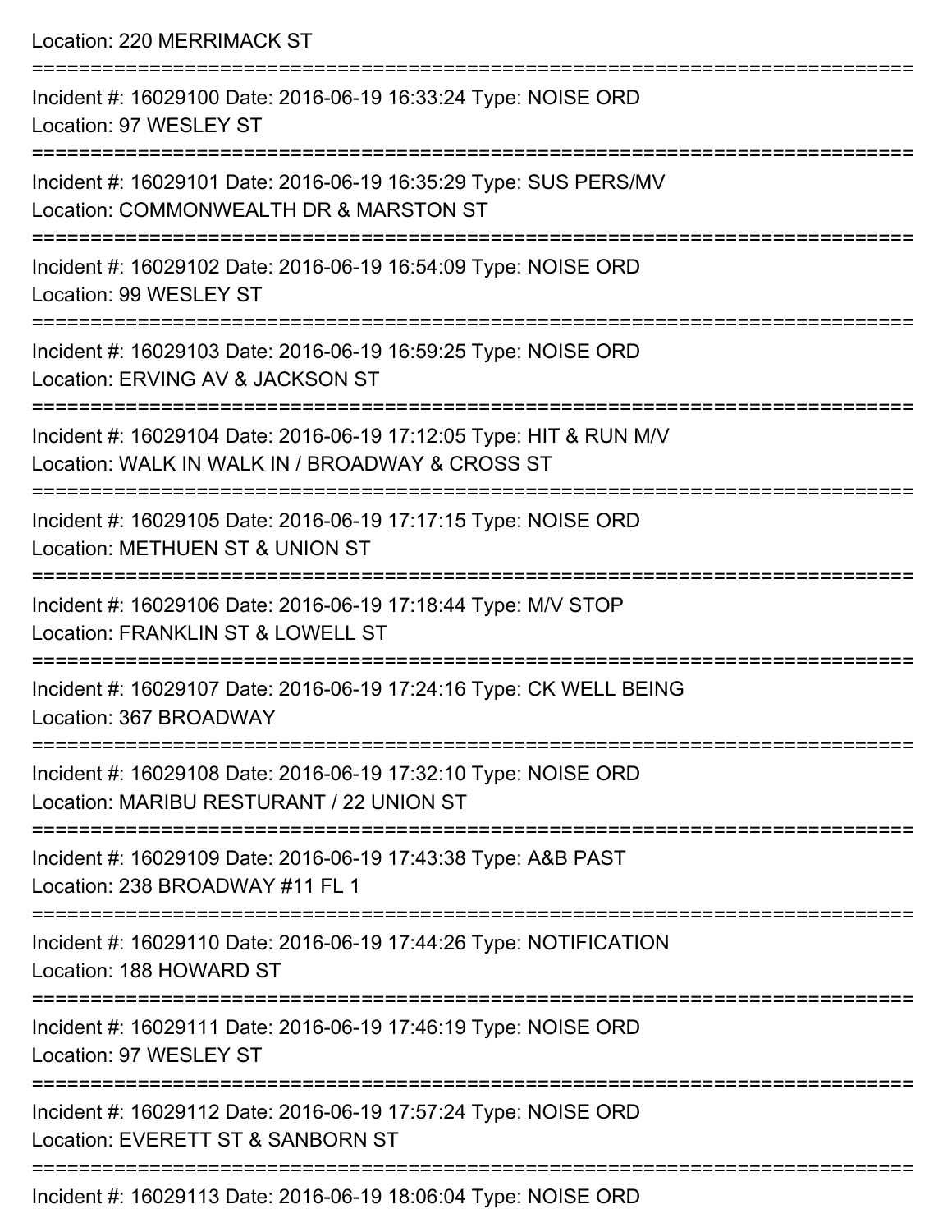Location: 220 MERRIMACK ST

===========================================================================

Incident #: 16029100 Date: 2016-06-19 16:33:24 Type: NOISE ORD
Location: 97 WESLEY ST

===========================================================================

Incident #: 16029101 Date: 2016-06-19 16:35:29 Type: SUS PERS/MV
Location: COMMONWEALTH DR & MARSTON ST

===========================================================================

Incident #: 16029102 Date: 2016-06-19 16:54:09 Type: NOISE ORD
Location: 99 WESLEY ST

===========================================================================

Incident #: 16029103 Date: 2016-06-19 16:59:25 Type: NOISE ORD
Location: ERVING AV & JACKSON ST

===========================================================================

Incident #: 16029104 Date: 2016-06-19 17:12:05 Type: HIT & RUN M/V
Location: WALK IN WALK IN / BROADWAY & CROSS ST

===========================================================================

Incident #: 16029105 Date: 2016-06-19 17:17:15 Type: NOISE ORD
Location: METHUEN ST & UNION ST

===========================================================================

Incident #: 16029106 Date: 2016-06-19 17:18:44 Type: M/V STOP
Location: FRANKLIN ST & LOWELL ST

===========================================================================

Incident #: 16029107 Date: 2016-06-19 17:24:16 Type: CK WELL BEING
Location: 367 BROADWAY

===========================================================================

Incident #: 16029108 Date: 2016-06-19 17:32:10 Type: NOISE ORD
Location: MARIBU RESTURANT / 22 UNION ST

===========================================================================

Incident #: 16029109 Date: 2016-06-19 17:43:38 Type: A&B PAST
Location: 238 BROADWAY #11 FL 1

===========================================================================

Incident #: 16029110 Date: 2016-06-19 17:44:26 Type: NOTIFICATION
Location: 188 HOWARD ST

===========================================================================

Incident #: 16029111 Date: 2016-06-19 17:46:19 Type: NOISE ORD
Location: 97 WESLEY ST

===========================================================================

Incident #: 16029112 Date: 2016-06-19 17:57:24 Type: NOISE ORD
Location: EVERETT ST & SANBORN ST

===========================================================================

Incident #: 16029113 Date: 2016-06-19 18:06:04 Type: NOISE ORD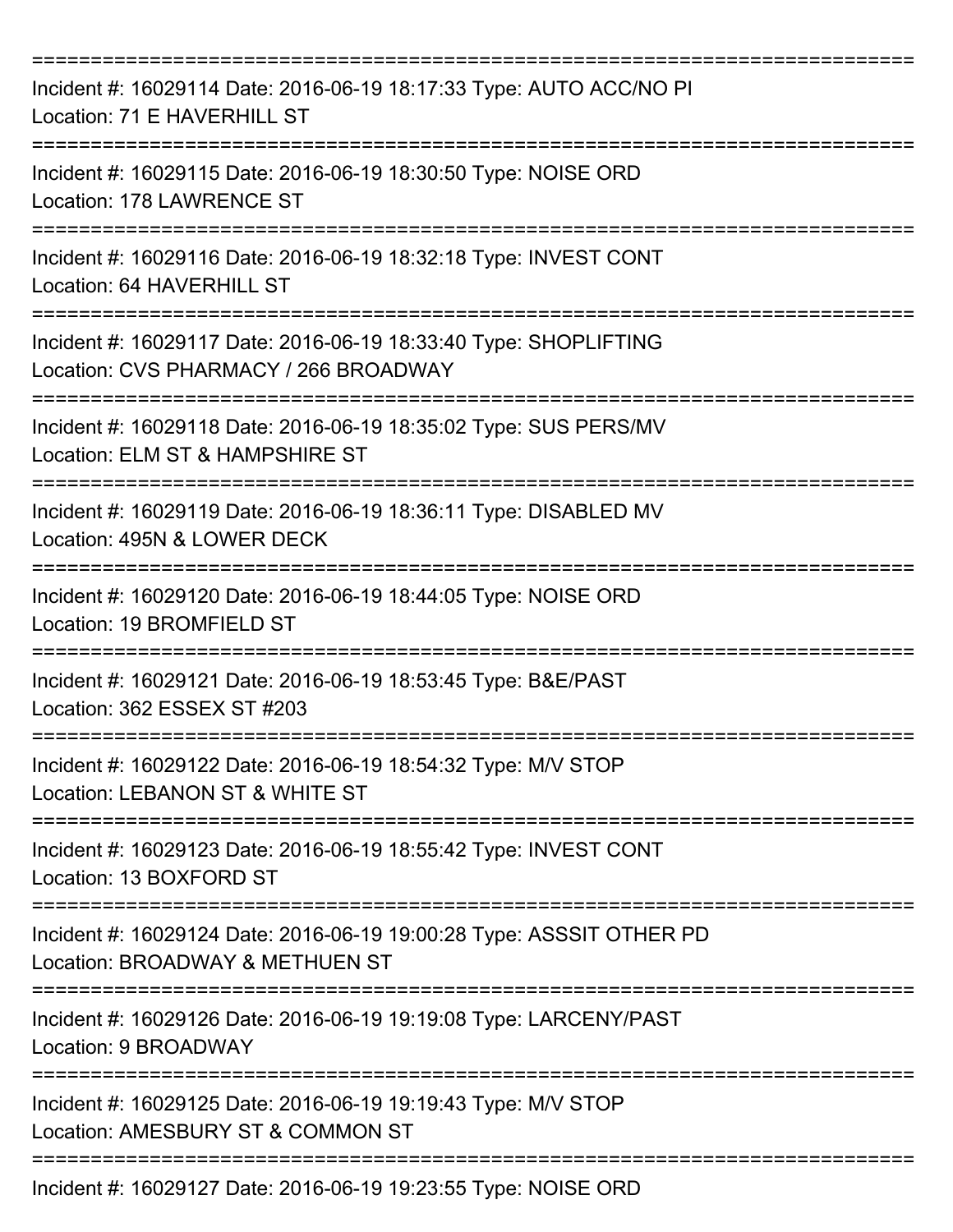===========================================================================

Incident #: 16029114 Date: 2016-06-19 18:17:33 Type: AUTO ACC/NO PI
Location: 71 E HAVERHILL ST

===========================================================================

Incident #: 16029115 Date: 2016-06-19 18:30:50 Type: NOISE ORD
Location: 178 LAWRENCE ST

===========================================================================

Incident #: 16029116 Date: 2016-06-19 18:32:18 Type: INVEST CONT
Location: 64 HAVERHILL ST

===========================================================================

Incident #: 16029117 Date: 2016-06-19 18:33:40 Type: SHOPLIFTING
Location: CVS PHARMACY / 266 BROADWAY

===========================================================================

Incident #: 16029118 Date: 2016-06-19 18:35:02 Type: SUS PERS/MV
Location: ELM ST & HAMPSHIRE ST

===========================================================================

Incident #: 16029119 Date: 2016-06-19 18:36:11 Type: DISABLED MV
Location: 495N & LOWER DECK

===========================================================================

Incident #: 16029120 Date: 2016-06-19 18:44:05 Type: NOISE ORD
Location: 19 BROMFIELD ST

===========================================================================

Incident #: 16029121 Date: 2016-06-19 18:53:45 Type: B&E/PAST
Location: 362 ESSEX ST #203

===========================================================================

Incident #: 16029122 Date: 2016-06-19 18:54:32 Type: M/V STOP
Location: LEBANON ST & WHITE ST

===========================================================================

Incident #: 16029123 Date: 2016-06-19 18:55:42 Type: INVEST CONT
Location: 13 BOXFORD ST

===========================================================================

Incident #: 16029124 Date: 2016-06-19 19:00:28 Type: ASSSIT OTHER PD
Location: BROADWAY & METHUEN ST

===========================================================================

Incident #: 16029126 Date: 2016-06-19 19:19:08 Type: LARCENY/PAST
Location: 9 BROADWAY

===========================================================================

Incident #: 16029125 Date: 2016-06-19 19:19:43 Type: M/V STOP
Location: AMESBURY ST & COMMON ST

===========================================================================

Incident #: 16029127 Date: 2016-06-19 19:23:55 Type: NOISE ORD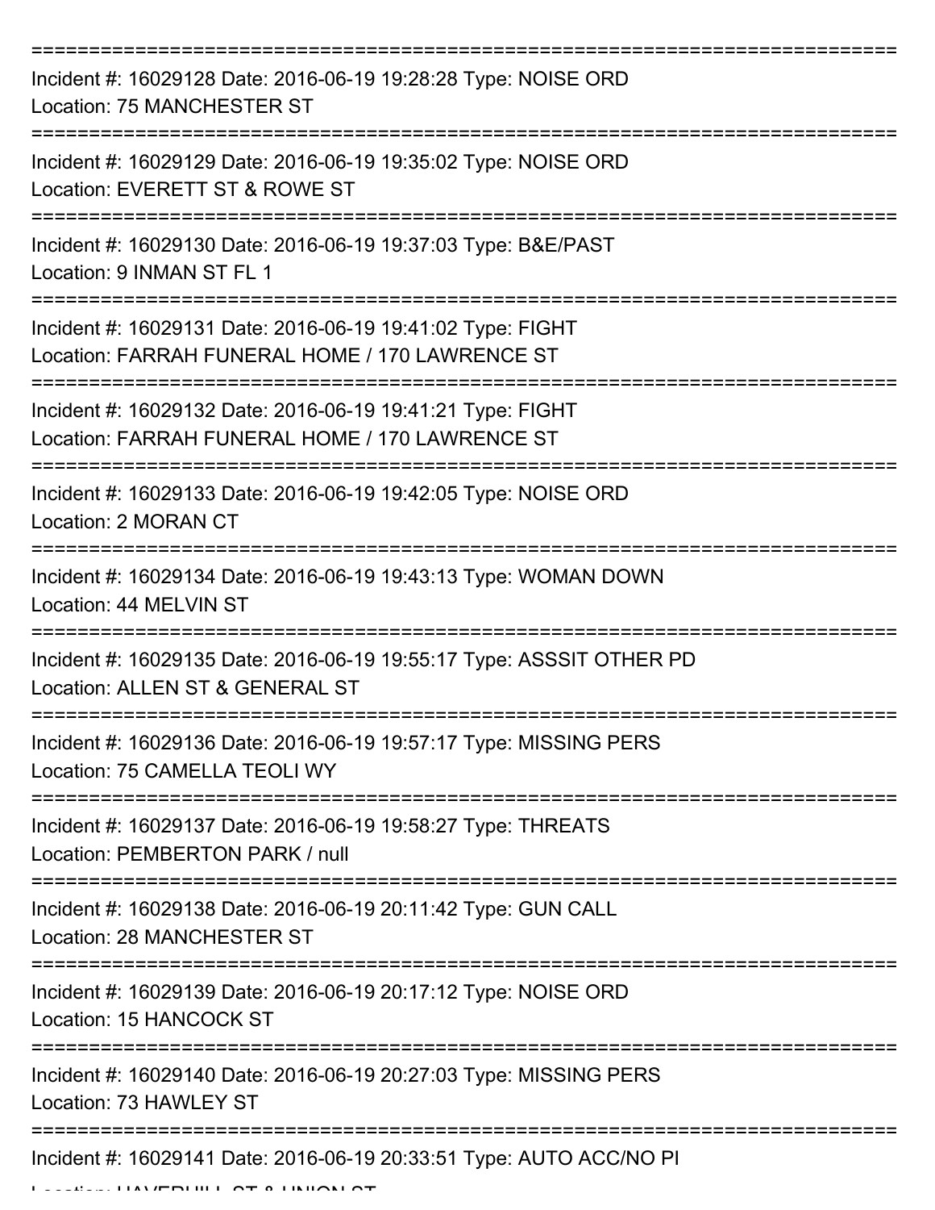===========================================================================

Incident #: 16029128 Date: 2016-06-19 19:28:28 Type: NOISE ORD
Location: 75 MANCHESTER ST

===========================================================================

Incident #: 16029129 Date: 2016-06-19 19:35:02 Type: NOISE ORD
Location: EVERETT ST & ROWE ST

===========================================================================

Incident #: 16029130 Date: 2016-06-19 19:37:03 Type: B&E/PAST
Location: 9 INMAN ST FL 1

===========================================================================

Incident #: 16029131 Date: 2016-06-19 19:41:02 Type: FIGHT
Location: FARRAH FUNERAL HOME / 170 LAWRENCE ST

===========================================================================

Incident #: 16029132 Date: 2016-06-19 19:41:21 Type: FIGHT
Location: FARRAH FUNERAL HOME / 170 LAWRENCE ST

===========================================================================

Incident #: 16029133 Date: 2016-06-19 19:42:05 Type: NOISE ORD
Location: 2 MORAN CT

===========================================================================

Incident #: 16029134 Date: 2016-06-19 19:43:13 Type: WOMAN DOWN
Location: 44 MELVIN ST

===========================================================================

Incident #: 16029135 Date: 2016-06-19 19:55:17 Type: ASSSIT OTHER PD
Location: ALLEN ST & GENERAL ST

===========================================================================

Incident #: 16029136 Date: 2016-06-19 19:57:17 Type: MISSING PERS
Location: 75 CAMELLA TEOLI WY

===========================================================================

Incident #: 16029137 Date: 2016-06-19 19:58:27 Type: THREATS
Location: PEMBERTON PARK / null

===========================================================================

Incident #: 16029138 Date: 2016-06-19 20:11:42 Type: GUN CALL
Location: 28 MANCHESTER ST

===========================================================================

Incident #: 16029139 Date: 2016-06-19 20:17:12 Type: NOISE ORD
Location: 15 HANCOCK ST

===========================================================================

Incident #: 16029140 Date: 2016-06-19 20:27:03 Type: MISSING PERS
Location: 73 HAWLEY ST

===========================================================================

Incident #: 16029141 Date: 2016-06-19 20:33:51 Type: AUTO ACC/NO PI
Location: HAVERHILL ST & UNION ST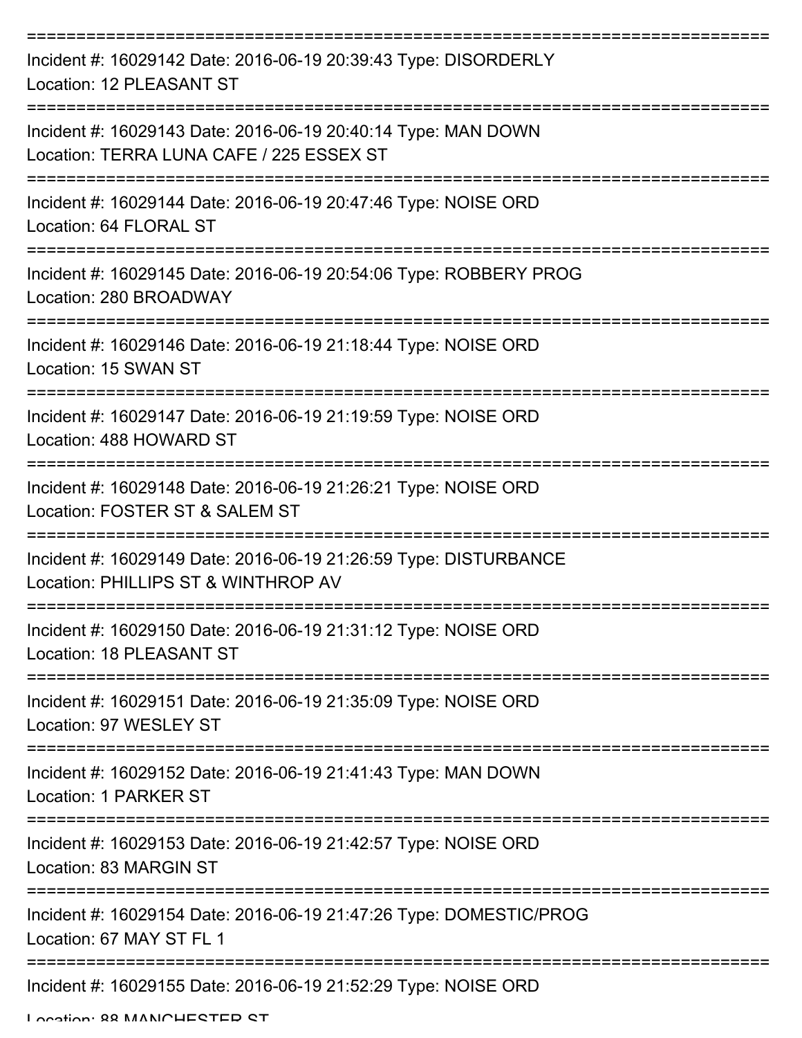===========================================================================
Incident #: 16029142 Date: 2016-06-19 20:39:43 Type: DISORDERLY
Location: 12 PLEASANT ST
===========================================================================
Incident #: 16029143 Date: 2016-06-19 20:40:14 Type: MAN DOWN
Location: TERRA LUNA CAFE / 225 ESSEX ST
===========================================================================
Incident #: 16029144 Date: 2016-06-19 20:47:46 Type: NOISE ORD
Location: 64 FLORAL ST
===========================================================================
Incident #: 16029145 Date: 2016-06-19 20:54:06 Type: ROBBERY PROG
Location: 280 BROADWAY
===========================================================================
Incident #: 16029146 Date: 2016-06-19 21:18:44 Type: NOISE ORD
Location: 15 SWAN ST
===========================================================================
Incident #: 16029147 Date: 2016-06-19 21:19:59 Type: NOISE ORD
Location: 488 HOWARD ST
===========================================================================
Incident #: 16029148 Date: 2016-06-19 21:26:21 Type: NOISE ORD
Location: FOSTER ST & SALEM ST
===========================================================================
Incident #: 16029149 Date: 2016-06-19 21:26:59 Type: DISTURBANCE
Location: PHILLIPS ST & WINTHROP AV
===========================================================================
Incident #: 16029150 Date: 2016-06-19 21:31:12 Type: NOISE ORD
Location: 18 PLEASANT ST
===========================================================================
Incident #: 16029151 Date: 2016-06-19 21:35:09 Type: NOISE ORD
Location: 97 WESLEY ST
===========================================================================
Incident #: 16029152 Date: 2016-06-19 21:41:43 Type: MAN DOWN
Location: 1 PARKER ST
===========================================================================
Incident #: 16029153 Date: 2016-06-19 21:42:57 Type: NOISE ORD
Location: 83 MARGIN ST
===========================================================================
Incident #: 16029154 Date: 2016-06-19 21:47:26 Type: DOMESTIC/PROG
Location: 67 MAY ST FL 1
===========================================================================
Incident #: 16029155 Date: 2016-06-19 21:52:29 Type: NOISE ORD
Location: 88 MANCHESTER ST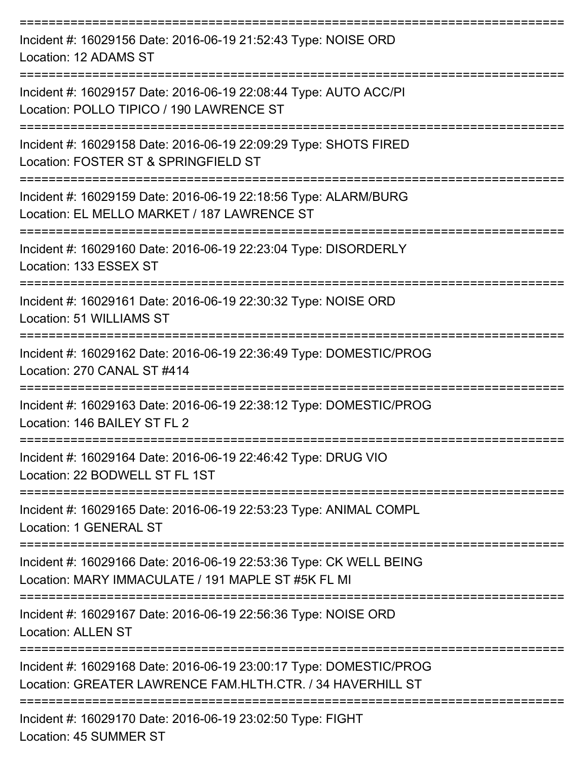===========================================================================

Incident #: 16029156 Date: 2016-06-19 21:52:43 Type: NOISE ORD
Location: 12 ADAMS ST

===========================================================================

Incident #: 16029157 Date: 2016-06-19 22:08:44 Type: AUTO ACC/PI
Location: POLLO TIPICO / 190 LAWRENCE ST

===========================================================================

Incident #: 16029158 Date: 2016-06-19 22:09:29 Type: SHOTS FIRED
Location: FOSTER ST & SPRINGFIELD ST

===========================================================================

Incident #: 16029159 Date: 2016-06-19 22:18:56 Type: ALARM/BURG
Location: EL MELLO MARKET / 187 LAWRENCE ST

===========================================================================

Incident #: 16029160 Date: 2016-06-19 22:23:04 Type: DISORDERLY
Location: 133 ESSEX ST

===========================================================================

Incident #: 16029161 Date: 2016-06-19 22:30:32 Type: NOISE ORD
Location: 51 WILLIAMS ST

===========================================================================

Incident #: 16029162 Date: 2016-06-19 22:36:49 Type: DOMESTIC/PROG
Location: 270 CANAL ST #414

===========================================================================

Incident #: 16029163 Date: 2016-06-19 22:38:12 Type: DOMESTIC/PROG
Location: 146 BAILEY ST FL 2

===========================================================================

Incident #: 16029164 Date: 2016-06-19 22:46:42 Type: DRUG VIO
Location: 22 BODWELL ST FL 1ST

===========================================================================

Incident #: 16029165 Date: 2016-06-19 22:53:23 Type: ANIMAL COMPL
Location: 1 GENERAL ST

===========================================================================

Incident #: 16029166 Date: 2016-06-19 22:53:36 Type: CK WELL BEING
Location: MARY IMMACULATE / 191 MAPLE ST #5K FL MI

===========================================================================

Incident #: 16029167 Date: 2016-06-19 22:56:36 Type: NOISE ORD
Location: ALLEN ST

===========================================================================

Incident #: 16029168 Date: 2016-06-19 23:00:17 Type: DOMESTIC/PROG
Location: GREATER LAWRENCE FAM.HLTH.CTR. / 34 HAVERHILL ST

===========================================================================

Incident #: 16029170 Date: 2016-06-19 23:02:50 Type: FIGHT
Location: 45 SUMMER ST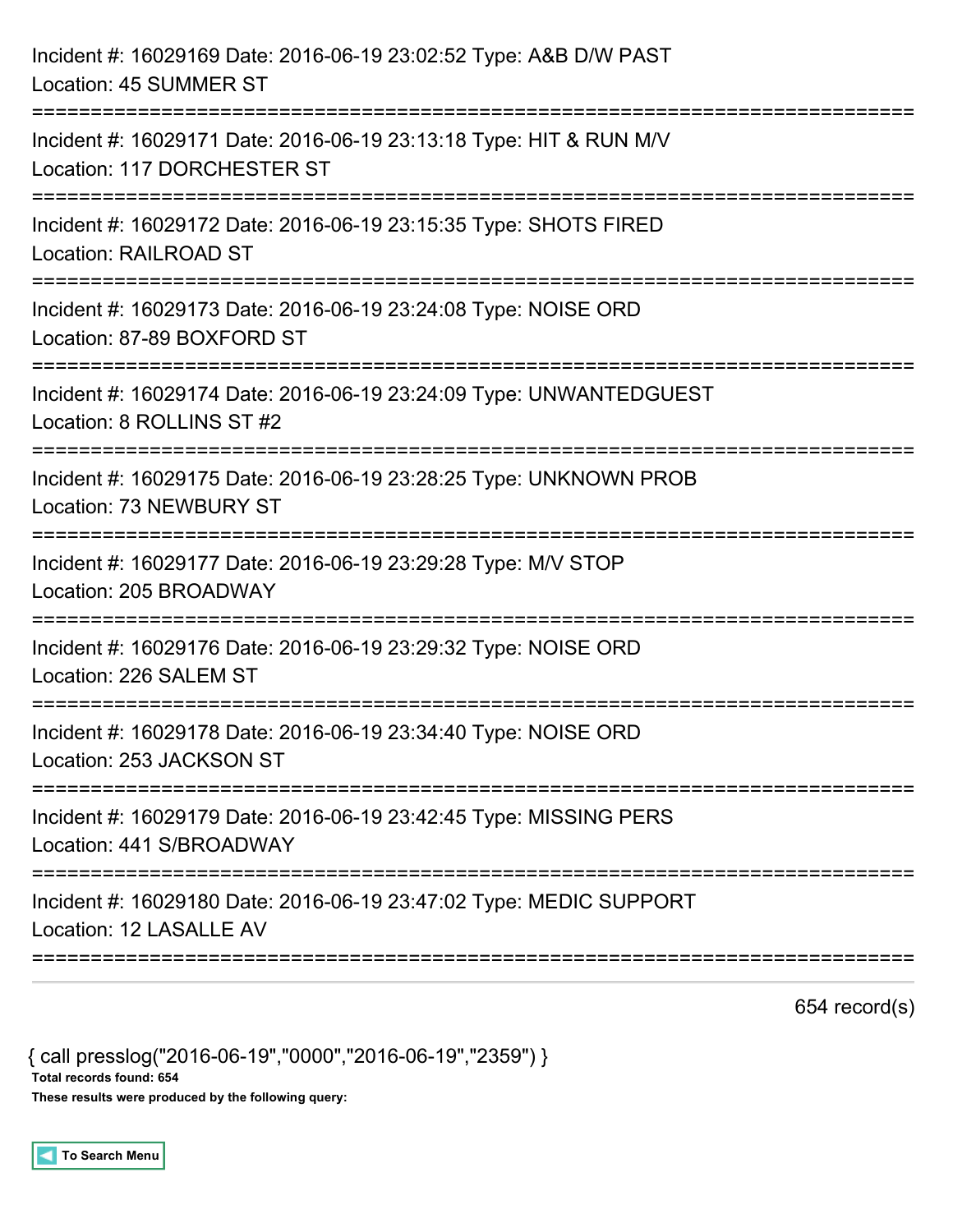Incident #: 16029169 Date: 2016-06-19 23:02:52 Type: A&B D/W PAST
Location: 45 SUMMER ST

===========================================================================

Incident #: 16029171 Date: 2016-06-19 23:13:18 Type: HIT & RUN M/V
Location: 117 DORCHESTER ST

===========================================================================

Incident #: 16029172 Date: 2016-06-19 23:15:35 Type: SHOTS FIRED
Location: RAILROAD ST

===========================================================================

Incident #: 16029173 Date: 2016-06-19 23:24:08 Type: NOISE ORD
Location: 87-89 BOXFORD ST

===========================================================================

Incident #: 16029174 Date: 2016-06-19 23:24:09 Type: UNWANTEDGUEST
Location: 8 ROLLINS ST #2

===========================================================================

Incident #: 16029175 Date: 2016-06-19 23:28:25 Type: UNKNOWN PROB
Location: 73 NEWBURY ST

===========================================================================

Incident #: 16029177 Date: 2016-06-19 23:29:28 Type: M/V STOP
Location: 205 BROADWAY

===========================================================================

Incident #: 16029176 Date: 2016-06-19 23:29:32 Type: NOISE ORD
Location: 226 SALEM ST

===========================================================================

Incident #: 16029178 Date: 2016-06-19 23:34:40 Type: NOISE ORD
Location: 253 JACKSON ST

===========================================================================

Incident #: 16029179 Date: 2016-06-19 23:42:45 Type: MISSING PERS
Location: 441 S/BROADWAY

===========================================================================

Incident #: 16029180 Date: 2016-06-19 23:47:02 Type: MEDIC SUPPORT
Location: 12 LASALLE AV

===========================================================================

654 record(s)

{ call presslog("2016-06-19","0000","2016-06-19","2359") }

**Total records found: 654**

**These results were produced by the following query:**

To Search Menu